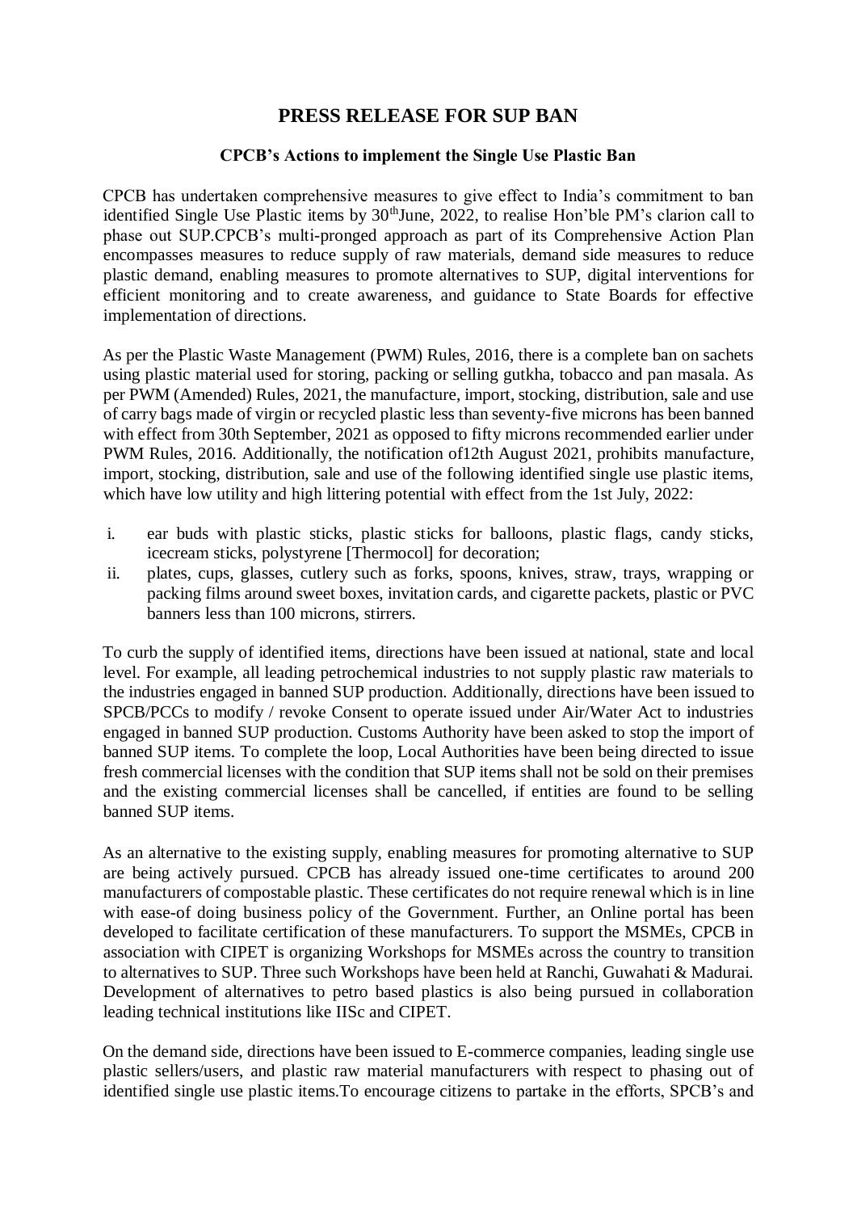# PRESS RELEASE FOR SUP BAN

### CPCB's Actions to implement the Single Use Plastic Ban

CPCB has undertaken comprehensive measures to give effect to India's commitment to ban identified Single Use Plastic items by 30$^{th}$June, 2022, to realise Hon'ble PM's clarion call to phase out SUP.CPCB's multi-pronged approach as part of its Comprehensive Action Plan encompasses measures to reduce supply of raw materials, demand side measures to reduce plastic demand, enabling measures to promote alternatives to SUP, digital interventions for efficient monitoring and to create awareness, and guidance to State Boards for effective implementation of directions.

As per the Plastic Waste Management (PWM) Rules, 2016, there is a complete ban on sachets using plastic material used for storing, packing or selling gutkha, tobacco and pan masala. As per PWM (Amended) Rules, 2021, the manufacture, import, stocking, distribution, sale and use of carry bags made of virgin or recycled plastic less than seventy-five microns has been banned with effect from 30th September, 2021 as opposed to fifty microns recommended earlier under PWM Rules, 2016. Additionally, the notification of12th August 2021, prohibits manufacture, import, stocking, distribution, sale and use of the following identified single use plastic items, which have low utility and high littering potential with effect from the 1st July, 2022:

i. ear buds with plastic sticks, plastic sticks for balloons, plastic flags, candy sticks, icecream sticks, polystyrene [Thermocol] for decoration;
ii. plates, cups, glasses, cutlery such as forks, spoons, knives, straw, trays, wrapping or packing films around sweet boxes, invitation cards, and cigarette packets, plastic or PVC banners less than 100 microns, stirrers.

To curb the supply of identified items, directions have been issued at national, state and local level. For example, all leading petrochemical industries to not supply plastic raw materials to the industries engaged in banned SUP production. Additionally, directions have been issued to SPCB/PCCs to modify / revoke Consent to operate issued under Air/Water Act to industries engaged in banned SUP production. Customs Authority have been asked to stop the import of banned SUP items. To complete the loop, Local Authorities have been being directed to issue fresh commercial licenses with the condition that SUP items shall not be sold on their premises and the existing commercial licenses shall be cancelled, if entities are found to be selling banned SUP items.

As an alternative to the existing supply, enabling measures for promoting alternative to SUP are being actively pursued. CPCB has already issued one-time certificates to around 200 manufacturers of compostable plastic. These certificates do not require renewal which is in line with ease-of doing business policy of the Government. Further, an Online portal has been developed to facilitate certification of these manufacturers. To support the MSMEs, CPCB in association with CIPET is organizing Workshops for MSMEs across the country to transition to alternatives to SUP. Three such Workshops have been held at Ranchi, Guwahati & Madurai. Development of alternatives to petro based plastics is also being pursued in collaboration leading technical institutions like IISc and CIPET.

On the demand side, directions have been issued to E-commerce companies, leading single use plastic sellers/users, and plastic raw material manufacturers with respect to phasing out of identified single use plastic items.To encourage citizens to partake in the efforts, SPCB's and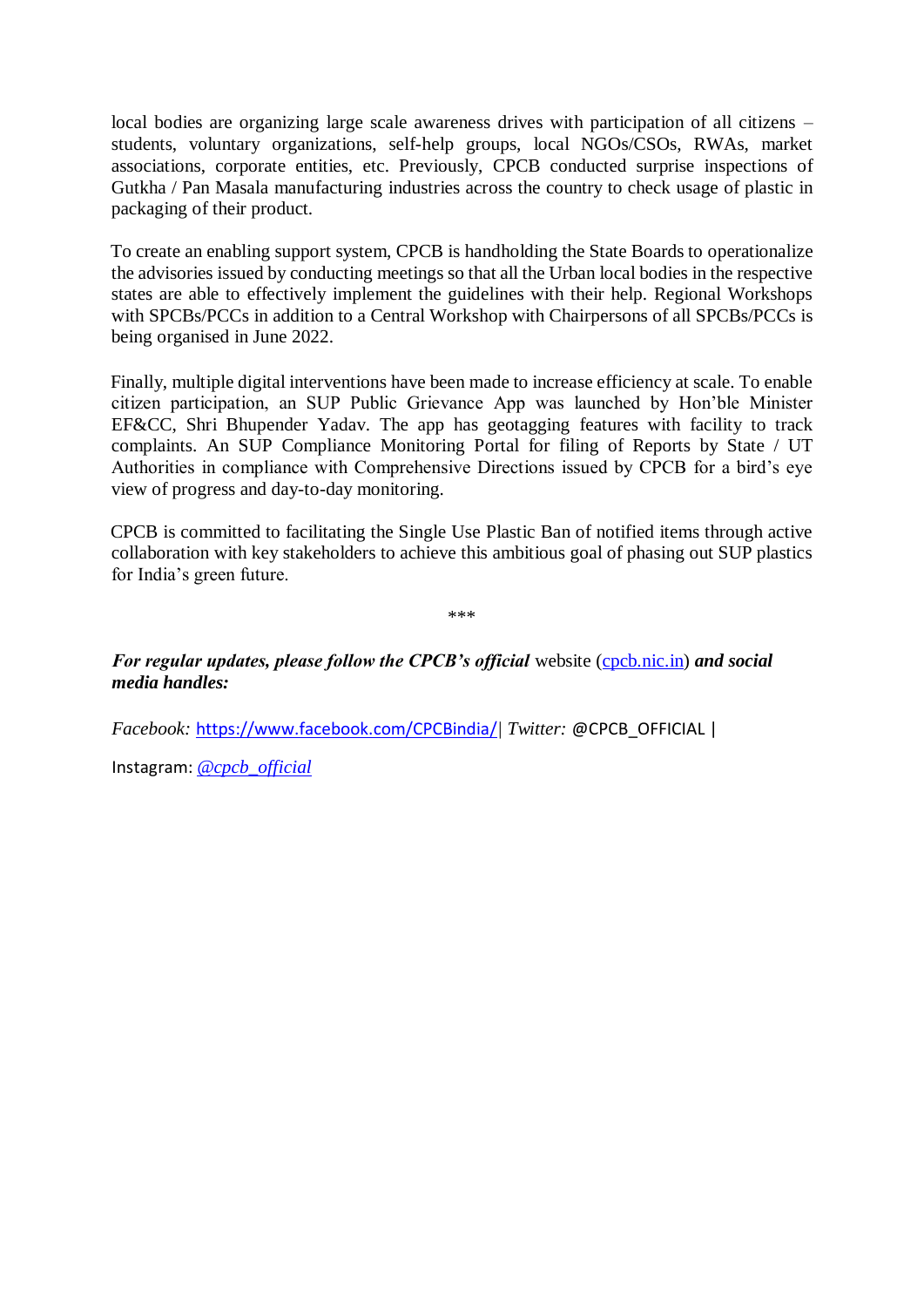local bodies are organizing large scale awareness drives with participation of all citizens – students, voluntary organizations, self-help groups, local NGOs/CSOs, RWAs, market associations, corporate entities, etc. Previously, CPCB conducted surprise inspections of Gutkha / Pan Masala manufacturing industries across the country to check usage of plastic in packaging of their product.

To create an enabling support system, CPCB is handholding the State Boards to operationalize the advisories issued by conducting meetings so that all the Urban local bodies in the respective states are able to effectively implement the guidelines with their help. Regional Workshops with SPCBs/PCCs in addition to a Central Workshop with Chairpersons of all SPCBs/PCCs is being organised in June 2022.

Finally, multiple digital interventions have been made to increase efficiency at scale. To enable citizen participation, an SUP Public Grievance App was launched by Hon'ble Minister EF&CC, Shri Bhupender Yadav. The app has geotagging features with facility to track complaints. An SUP Compliance Monitoring Portal for filing of Reports by State / UT Authorities in compliance with Comprehensive Directions issued by CPCB for a bird's eye view of progress and day-to-day monitoring.

CPCB is committed to facilitating the Single Use Plastic Ban of notified items through active collaboration with key stakeholders to achieve this ambitious goal of phasing out SUP plastics for India's green future.

***

***For regular updates, please follow the CPCB's official*** website ([cpcb.nic.in](cpcb.nic.in)) ***and social media handles:***

*Facebook:* [https://www.facebook.com/CPCBindia/](https://www.facebook.com/CPCBindia/)| *Twitter:* @CPCB_OFFICIAL |

Instagram: [*@cpcb_official*](@cpcb_official)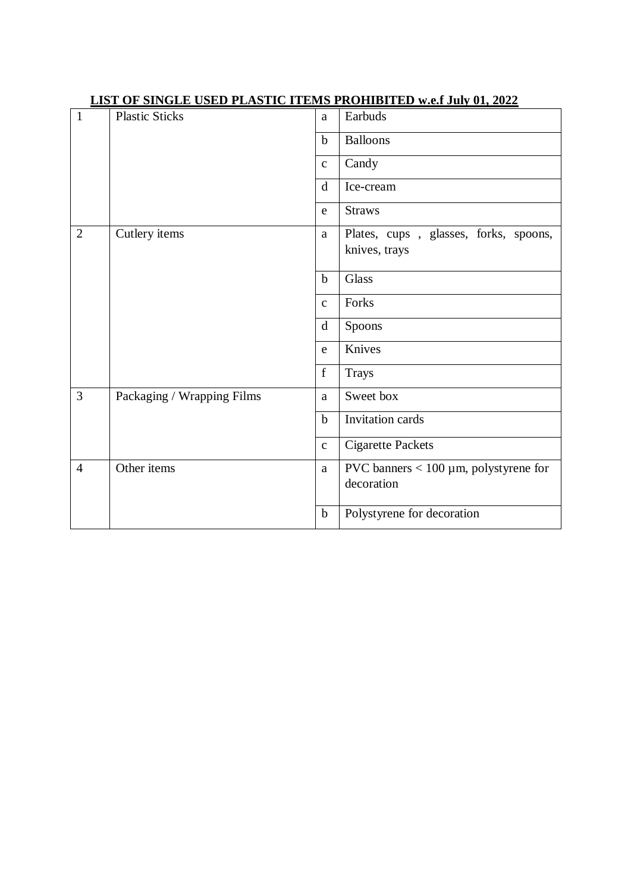**LIST OF SINGLE USED PLASTIC ITEMS PROHIBITED w.e.f July 01, 2022**

| | | | |
|---|---|---|---|
| 1 | Plastic Sticks | a | Earbuds |
| | | b | Balloons |
| | | c | Candy |
| | | d | Ice-cream |
| | | e | Straws |
| 2 | Cutlery items | a | Plates, cups , glasses, forks, spoons, knives, trays |
| | | b | Glass |
| | | c | Forks |
| | | d | Spoons |
| | | e | Knives |
| | | f | Trays |
| 3 | Packaging / Wrapping Films | a | Sweet box |
| | | b | Invitation cards |
| | | c | Cigarette Packets |
| 4 | Other items | a | PVC banners < 100 µm, polystyrene for decoration |
| | | b | Polystyrene for decoration |